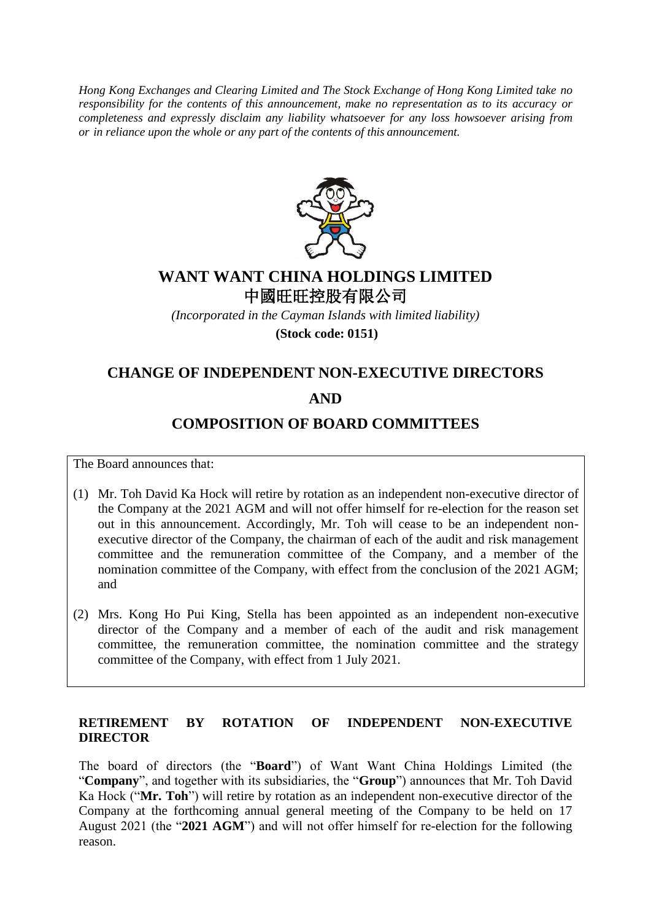*Hong Kong Exchanges and Clearing Limited and The Stock Exchange of Hong Kong Limited take no responsibility for the contents of this announcement, make no representation as to its accuracy or completeness and expressly disclaim any liability whatsoever for any loss howsoever arising from or in reliance upon the whole or any part of the contents of this announcement.*

# WANT WANT CHINA HOLDINGS LIMITED
# 中國旺旺控股有限公司

*(Incorporated in the Cayman Islands with limited liability)*

**(Stock code: 0151)**

# CHANGE OF INDEPENDENT NON-EXECUTIVE DIRECTORS
# AND
# COMPOSITION OF BOARD COMMITTEES

The Board announces that:

(1) Mr. Toh David Ka Hock will retire by rotation as an independent non-executive director of the Company at the 2021 AGM and will not offer himself for re-election for the reason set out in this announcement. Accordingly, Mr. Toh will cease to be an independent non-executive director of the Company, the chairman of each of the audit and risk management committee and the remuneration committee of the Company, and a member of the nomination committee of the Company, with effect from the conclusion of the 2021 AGM; and

(2) Mrs. Kong Ho Pui King, Stella has been appointed as an independent non-executive director of the Company and a member of each of the audit and risk management committee, the remuneration committee, the nomination committee and the strategy committee of the Company, with effect from 1 July 2021.

## RETIREMENT BY ROTATION OF INDEPENDENT NON-EXECUTIVE DIRECTOR

The board of directors (the "**Board**") of Want Want China Holdings Limited (the "**Company**", and together with its subsidiaries, the "**Group**") announces that Mr. Toh David Ka Hock ("**Mr. Toh**") will retire by rotation as an independent non-executive director of the Company at the forthcoming annual general meeting of the Company to be held on 17 August 2021 (the "**2021 AGM**") and will not offer himself for re-election for the following reason.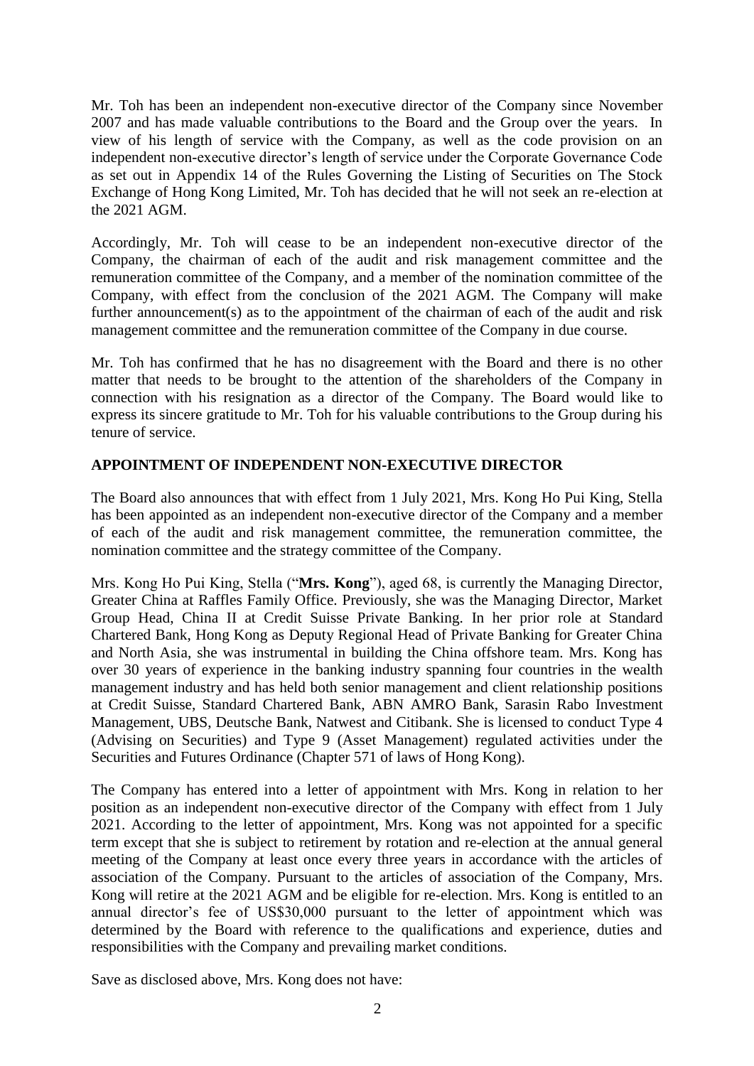Mr. Toh has been an independent non-executive director of the Company since November 2007 and has made valuable contributions to the Board and the Group over the years. In view of his length of service with the Company, as well as the code provision on an independent non-executive director's length of service under the Corporate Governance Code as set out in Appendix 14 of the Rules Governing the Listing of Securities on The Stock Exchange of Hong Kong Limited, Mr. Toh has decided that he will not seek an re-election at the 2021 AGM.

Accordingly, Mr. Toh will cease to be an independent non-executive director of the Company, the chairman of each of the audit and risk management committee and the remuneration committee of the Company, and a member of the nomination committee of the Company, with effect from the conclusion of the 2021 AGM. The Company will make further announcement(s) as to the appointment of the chairman of each of the audit and risk management committee and the remuneration committee of the Company in due course.

Mr. Toh has confirmed that he has no disagreement with the Board and there is no other matter that needs to be brought to the attention of the shareholders of the Company in connection with his resignation as a director of the Company. The Board would like to express its sincere gratitude to Mr. Toh for his valuable contributions to the Group during his tenure of service.

## APPOINTMENT OF INDEPENDENT NON-EXECUTIVE DIRECTOR

The Board also announces that with effect from 1 July 2021, Mrs. Kong Ho Pui King, Stella has been appointed as an independent non-executive director of the Company and a member of each of the audit and risk management committee, the remuneration committee, the nomination committee and the strategy committee of the Company.

Mrs. Kong Ho Pui King, Stella ("**Mrs. Kong**"), aged 68, is currently the Managing Director, Greater China at Raffles Family Office. Previously, she was the Managing Director, Market Group Head, China II at Credit Suisse Private Banking. In her prior role at Standard Chartered Bank, Hong Kong as Deputy Regional Head of Private Banking for Greater China and North Asia, she was instrumental in building the China offshore team. Mrs. Kong has over 30 years of experience in the banking industry spanning four countries in the wealth management industry and has held both senior management and client relationship positions at Credit Suisse, Standard Chartered Bank, ABN AMRO Bank, Sarasin Rabo Investment Management, UBS, Deutsche Bank, Natwest and Citibank. She is licensed to conduct Type 4 (Advising on Securities) and Type 9 (Asset Management) regulated activities under the Securities and Futures Ordinance (Chapter 571 of laws of Hong Kong).

The Company has entered into a letter of appointment with Mrs. Kong in relation to her position as an independent non-executive director of the Company with effect from 1 July 2021. According to the letter of appointment, Mrs. Kong was not appointed for a specific term except that she is subject to retirement by rotation and re-election at the annual general meeting of the Company at least once every three years in accordance with the articles of association of the Company. Pursuant to the articles of association of the Company, Mrs. Kong will retire at the 2021 AGM and be eligible for re-election. Mrs. Kong is entitled to an annual director's fee of US$30,000 pursuant to the letter of appointment which was determined by the Board with reference to the qualifications and experience, duties and responsibilities with the Company and prevailing market conditions.

Save as disclosed above, Mrs. Kong does not have: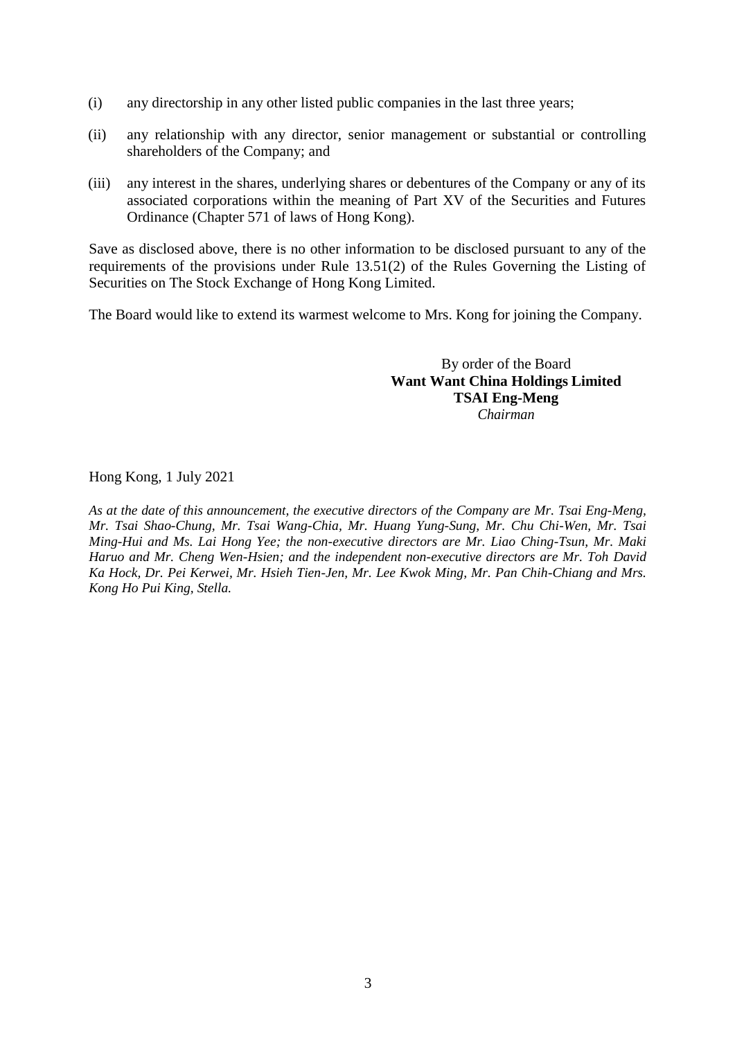(i) any directorship in any other listed public companies in the last three years;

(ii) any relationship with any director, senior management or substantial or controlling shareholders of the Company; and

(iii) any interest in the shares, underlying shares or debentures of the Company or any of its associated corporations within the meaning of Part XV of the Securities and Futures Ordinance (Chapter 571 of laws of Hong Kong).

Save as disclosed above, there is no other information to be disclosed pursuant to any of the requirements of the provisions under Rule 13.51(2) of the Rules Governing the Listing of Securities on The Stock Exchange of Hong Kong Limited.

The Board would like to extend its warmest welcome to Mrs. Kong for joining the Company.

By order of the Board
**Want Want China Holdings Limited**
**TSAI Eng-Meng**
*Chairman*

Hong Kong, 1 July 2021

*As at the date of this announcement, the executive directors of the Company are Mr. Tsai Eng-Meng, Mr. Tsai Shao-Chung, Mr. Tsai Wang-Chia, Mr. Huang Yung-Sung, Mr. Chu Chi-Wen, Mr. Tsai Ming-Hui and Ms. Lai Hong Yee; the non-executive directors are Mr. Liao Ching-Tsun, Mr. Maki Haruo and Mr. Cheng Wen-Hsien; and the independent non-executive directors are Mr. Toh David Ka Hock, Dr. Pei Kerwei, Mr. Hsieh Tien-Jen, Mr. Lee Kwok Ming, Mr. Pan Chih-Chiang and Mrs. Kong Ho Pui King, Stella.*